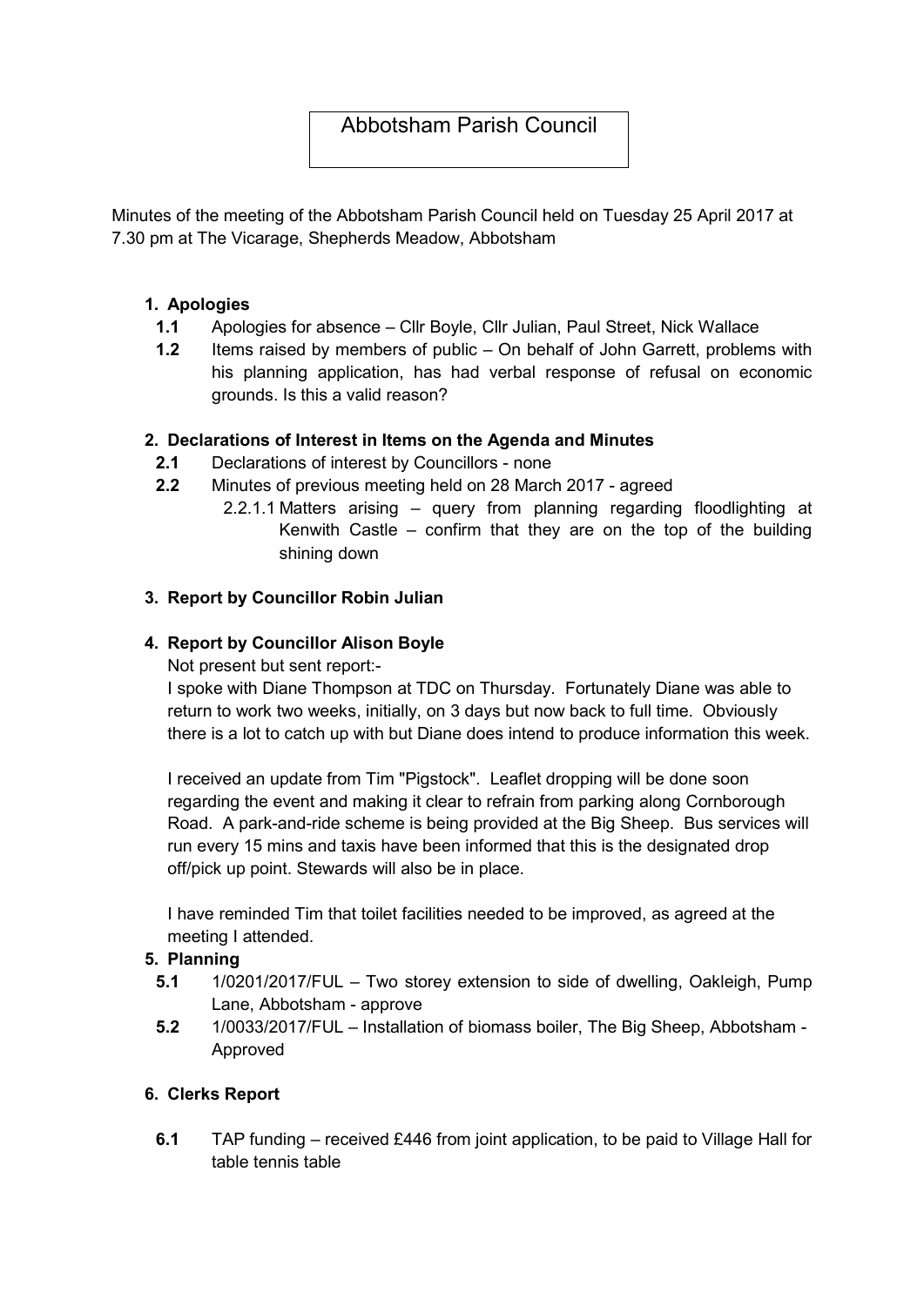# Abbotsham Parish Council

Minutes of the meeting of the Abbotsham Parish Council held on Tuesday 25 April 2017 at 7.30 pm at The Vicarage, Shepherds Meadow, Abbotsham

## 1. Apologies

- **1.1** Apologies for absence – Cllr Boyle, Cllr Julian, Paul Street, Nick Wallace
- **1.2** Items raised by members of public – On behalf of John Garrett, problems with his planning application, has had verbal response of refusal on economic grounds. Is this a valid reason?

## 2. Declarations of Interest in Items on the Agenda and Minutes

- **2.1** Declarations of interest by Councillors - none
- **2.2** Minutes of previous meeting held on 28 March 2017 - agreed
  - 2.2.1.1 Matters arising – query from planning regarding floodlighting at Kenwith Castle – confirm that they are on the top of the building shining down

## 3. Report by Councillor Robin Julian

## 4. Report by Councillor Alison Boyle

Not present but sent report:-

I spoke with Diane Thompson at TDC on Thursday. Fortunately Diane was able to return to work two weeks, initially, on 3 days but now back to full time. Obviously there is a lot to catch up with but Diane does intend to produce information this week.

I received an update from Tim "Pigstock". Leaflet dropping will be done soon regarding the event and making it clear to refrain from parking along Cornborough Road. A park-and-ride scheme is being provided at the Big Sheep. Bus services will run every 15 mins and taxis have been informed that this is the designated drop off/pick up point. Stewards will also be in place.

I have reminded Tim that toilet facilities needed to be improved, as agreed at the meeting I attended.

## 5. Planning

- **5.1** 1/0201/2017/FUL – Two storey extension to side of dwelling, Oakleigh, Pump Lane, Abbotsham - approve
- **5.2** 1/0033/2017/FUL – Installation of biomass boiler, The Big Sheep, Abbotsham - Approved

## 6. Clerks Report

- **6.1** TAP funding – received £446 from joint application, to be paid to Village Hall for table tennis table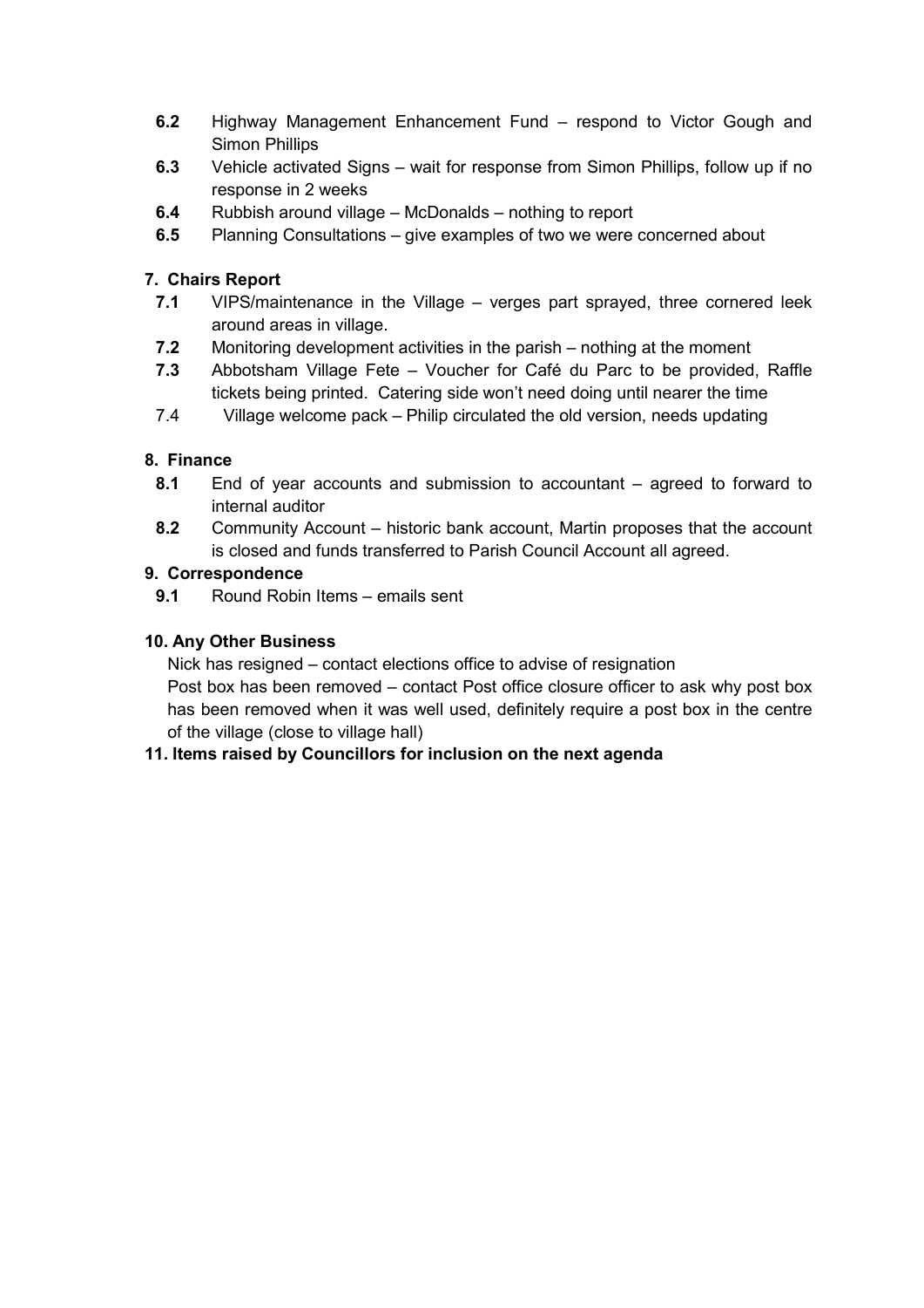- **6.2** Highway Management Enhancement Fund – respond to Victor Gough and Simon Phillips
- **6.3** Vehicle activated Signs – wait for response from Simon Phillips, follow up if no response in 2 weeks
- **6.4** Rubbish around village – McDonalds – nothing to report
- **6.5** Planning Consultations – give examples of two we were concerned about

**7. Chairs Report**

- **7.1** VIPS/maintenance in the Village – verges part sprayed, three cornered leek around areas in village.
- **7.2** Monitoring development activities in the parish – nothing at the moment
- **7.3** Abbotsham Village Fete – Voucher for Café du Parc to be provided, Raffle tickets being printed. Catering side won't need doing until nearer the time
- 7.4 Village welcome pack – Philip circulated the old version, needs updating

**8. Finance**

- **8.1** End of year accounts and submission to accountant – agreed to forward to internal auditor
- **8.2** Community Account – historic bank account, Martin proposes that the account is closed and funds transferred to Parish Council Account all agreed.

**9. Correspondence**

- **9.1** Round Robin Items – emails sent

**10. Any Other Business**

Nick has resigned – contact elections office to advise of resignation

Post box has been removed – contact Post office closure officer to ask why post box has been removed when it was well used, definitely require a post box in the centre of the village (close to village hall)

**11. Items raised by Councillors for inclusion on the next agenda**